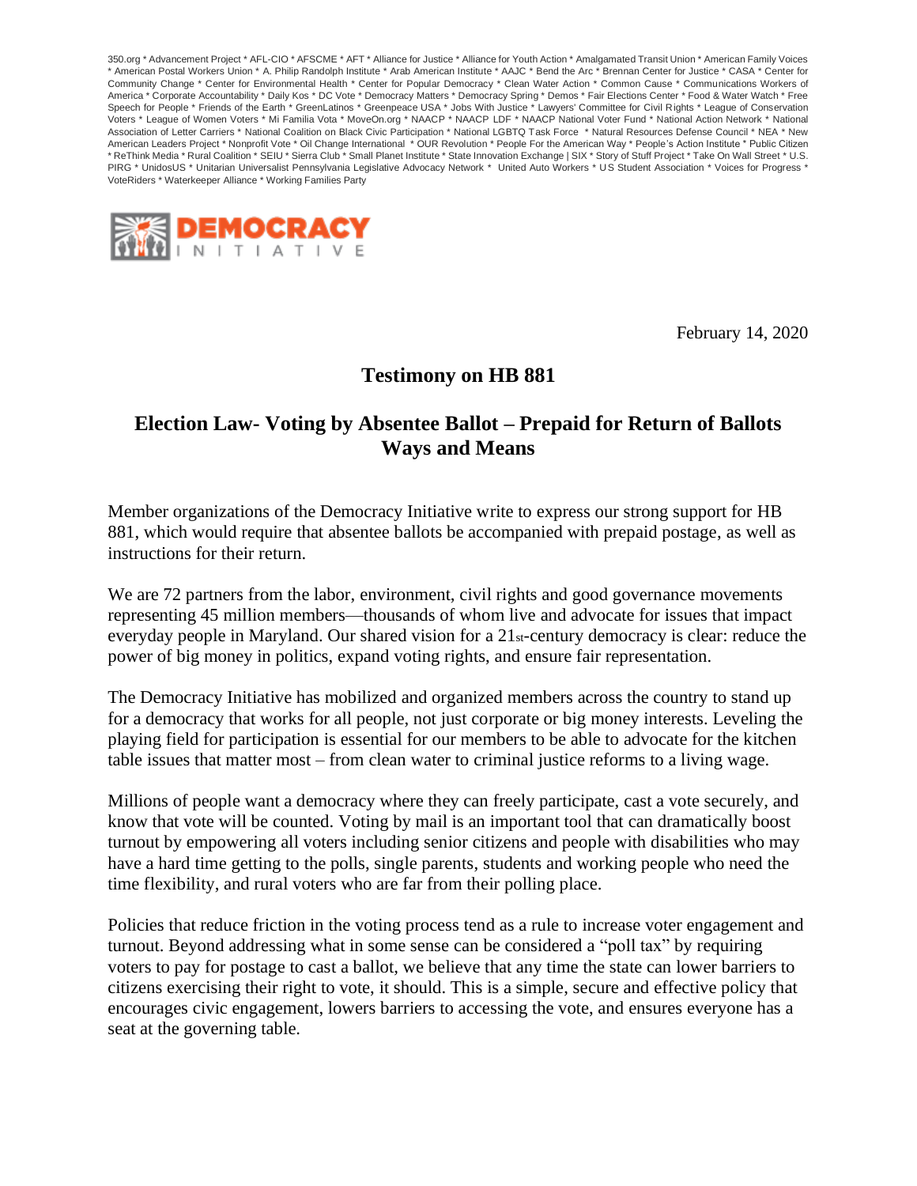350.org * Advancement Project * AFL-CIO * AFSCME * AFT * Alliance for Justice * Alliance for Youth Action * Amalgamated Transit Union * American Family Voices * American Postal Workers Union * A. Philip Randolph Institute * Arab American Institute * AAJC * Bend the Arc * Brennan Center for Justice * CASA * Center for Community Change * Center for Environmental Health * Center for Popular Democracy * Clean Water Action * Common Cause * Communications Workers of America * Corporate Accountability * Daily Kos * DC Vote * Democracy Matters * Democracy Spring * Demos * Fair Elections Center * Food & Water Watch * Free Speech for People * Friends of the Earth * GreenLatinos * Greenpeace USA * Jobs With Justice * Lawyers' Committee for Civil Rights * League of Conservation Voters * League of Women Voters * Mi Familia Vota * MoveOn.org * NAACP * NAACP LDF * NAACP National Voter Fund * National Action Network * National Association of Letter Carriers * National Coalition on Black Civic Participation * National LGBTQ Task Force * Natural Resources Defense Council * NEA * New American Leaders Project * Nonprofit Vote * Oil Change International * OUR Revolution * People For the American Way * People's Action Institute * Public Citizen * ReThink Media * Rural Coalition * SEIU * Sierra Club * Small Planet Institute * State Innovation Exchange | SIX * Story of Stuff Project * Take On Wall Street * U.S. PIRG * UnidosUS * Unitarian Universalist Pennsylvania Legislative Advocacy Network * United Auto Workers * US Student Association * Voices for Progress * VoteRiders * Waterkeeper Alliance * Working Families Party

DEMOCRACY INITIATIVE

February 14, 2020

## Testimony on HB 881

## Election Law- Voting by Absentee Ballot – Prepaid for Return of Ballots Ways and Means

Member organizations of the Democracy Initiative write to express our strong support for HB 881, which would require that absentee ballots be accompanied with prepaid postage, as well as instructions for their return.

We are 72 partners from the labor, environment, civil rights and good governance movements representing 45 million members—thousands of whom live and advocate for issues that impact everyday people in Maryland. Our shared vision for a 21st-century democracy is clear: reduce the power of big money in politics, expand voting rights, and ensure fair representation.

The Democracy Initiative has mobilized and organized members across the country to stand up for a democracy that works for all people, not just corporate or big money interests. Leveling the playing field for participation is essential for our members to be able to advocate for the kitchen table issues that matter most – from clean water to criminal justice reforms to a living wage.

Millions of people want a democracy where they can freely participate, cast a vote securely, and know that vote will be counted. Voting by mail is an important tool that can dramatically boost turnout by empowering all voters including senior citizens and people with disabilities who may have a hard time getting to the polls, single parents, students and working people who need the time flexibility, and rural voters who are far from their polling place.

Policies that reduce friction in the voting process tend as a rule to increase voter engagement and turnout. Beyond addressing what in some sense can be considered a "poll tax" by requiring voters to pay for postage to cast a ballot, we believe that any time the state can lower barriers to citizens exercising their right to vote, it should. This is a simple, secure and effective policy that encourages civic engagement, lowers barriers to accessing the vote, and ensures everyone has a seat at the governing table.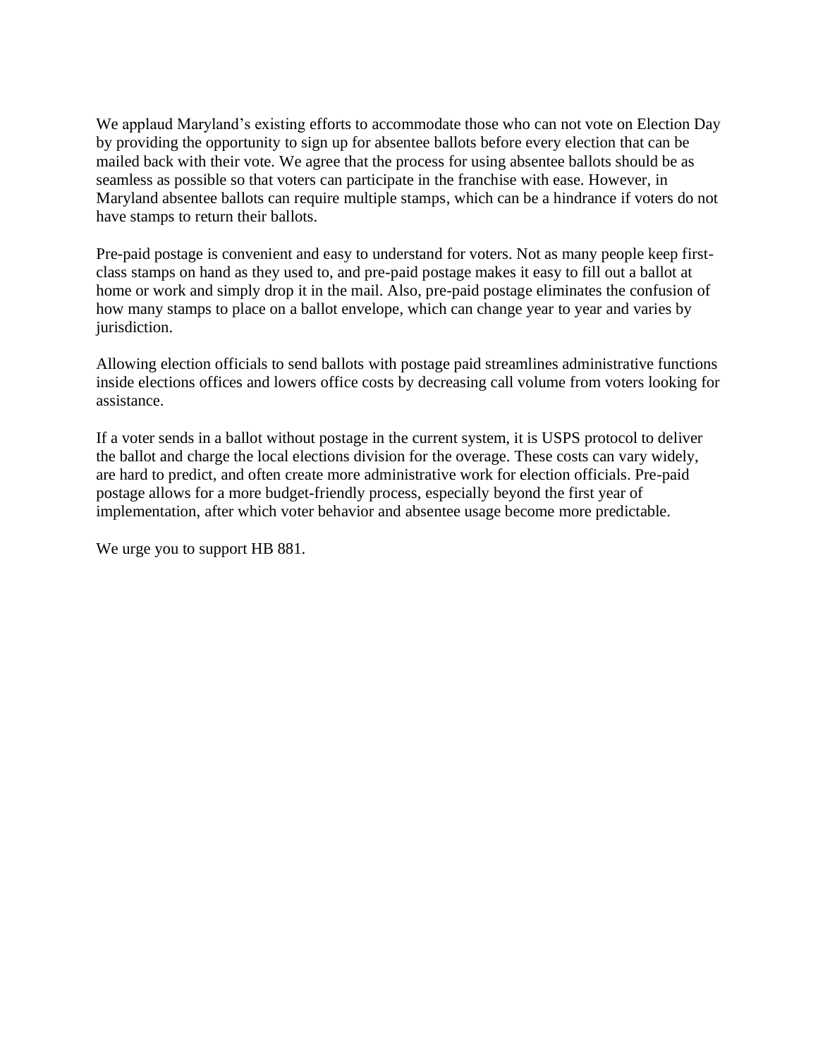We applaud Maryland's existing efforts to accommodate those who can not vote on Election Day by providing the opportunity to sign up for absentee ballots before every election that can be mailed back with their vote. We agree that the process for using absentee ballots should be as seamless as possible so that voters can participate in the franchise with ease. However, in Maryland absentee ballots can require multiple stamps, which can be a hindrance if voters do not have stamps to return their ballots.

Pre-paid postage is convenient and easy to understand for voters. Not as many people keep first-class stamps on hand as they used to, and pre-paid postage makes it easy to fill out a ballot at home or work and simply drop it in the mail. Also, pre-paid postage eliminates the confusion of how many stamps to place on a ballot envelope, which can change year to year and varies by jurisdiction.

Allowing election officials to send ballots with postage paid streamlines administrative functions inside elections offices and lowers office costs by decreasing call volume from voters looking for assistance.

If a voter sends in a ballot without postage in the current system, it is USPS protocol to deliver the ballot and charge the local elections division for the overage. These costs can vary widely, are hard to predict, and often create more administrative work for election officials. Pre-paid postage allows for a more budget-friendly process, especially beyond the first year of implementation, after which voter behavior and absentee usage become more predictable.

We urge you to support HB 881.